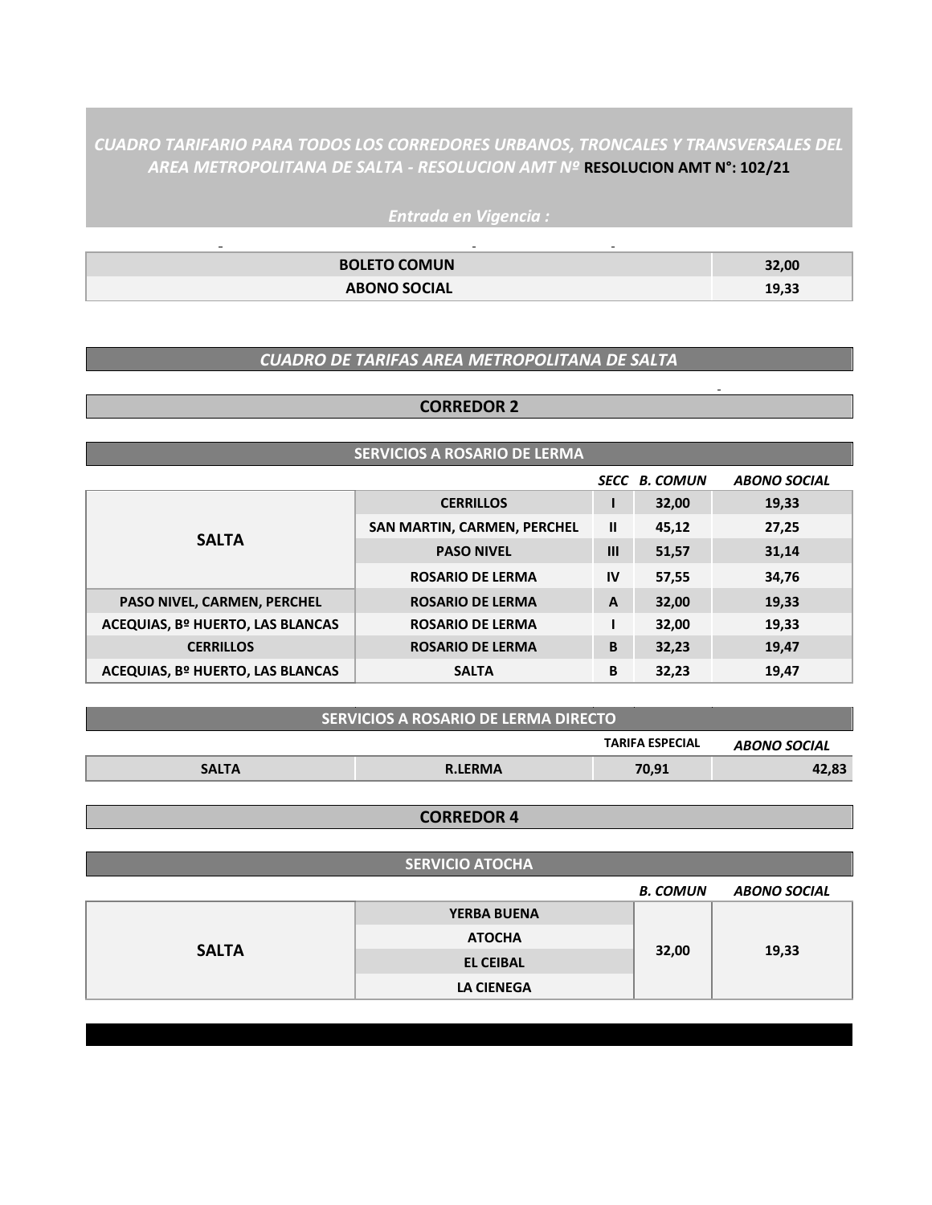*CUADRO TARIFARIO PARA TODOS LOS CORREDORES URBANOS, TRONCALES Y TRANSVERSALES DEL AREA METROPOLITANA DE SALTA - RESOLUCION AMT Nº* **RESOLUCION AMT N°: 102/21**

*Entrada en Vigencia :*

| | |
|---|---|
| **BOLETO COMUN** | **32,00** |
| **ABONO SOCIAL** | **19,33** |

## *CUADRO DE TARIFAS AREA METROPOLITANA DE SALTA*

## CORREDOR 2

### SERVICIOS A ROSARIO DE LERMA

| | | *SECC* | *B. COMUN* | *ABONO SOCIAL* |
|---|---|---|---|---|
| **SALTA** | **CERRILLOS** | **I** | **32,00** | **19,33** |
| | **SAN MARTIN, CARMEN, PERCHEL** | **II** | **45,12** | **27,25** |
| | **PASO NIVEL** | **III** | **51,57** | **31,14** |
| | **ROSARIO DE LERMA** | **IV** | **57,55** | **34,76** |
| **PASO NIVEL, CARMEN, PERCHEL** | **ROSARIO DE LERMA** | **A** | **32,00** | **19,33** |
| **ACEQUIAS, Bº HUERTO, LAS BLANCAS** | **ROSARIO DE LERMA** | **I** | **32,00** | **19,33** |
| **CERRILLOS** | **ROSARIO DE LERMA** | **B** | **32,23** | **19,47** |
| **ACEQUIAS, Bº HUERTO, LAS BLANCAS** | **SALTA** | **B** | **32,23** | **19,47** |

### SERVICIOS A ROSARIO DE LERMA DIRECTO

| | | **TARIFA ESPECIAL** | *ABONO SOCIAL* |
|---|---|---|---|
| **SALTA** | **R.LERMA** | **70,91** | **42,83** |

## CORREDOR 4

### SERVICIO ATOCHA

| | | *B. COMUN* | *ABONO SOCIAL* |
|---|---|---|---|
| **SALTA** | **YERBA BUENA** | **32,00** | **19,33** |
| | **ATOCHA** | | |
| | **EL CEIBAL** | | |
| | **LA CIENEGA** | | |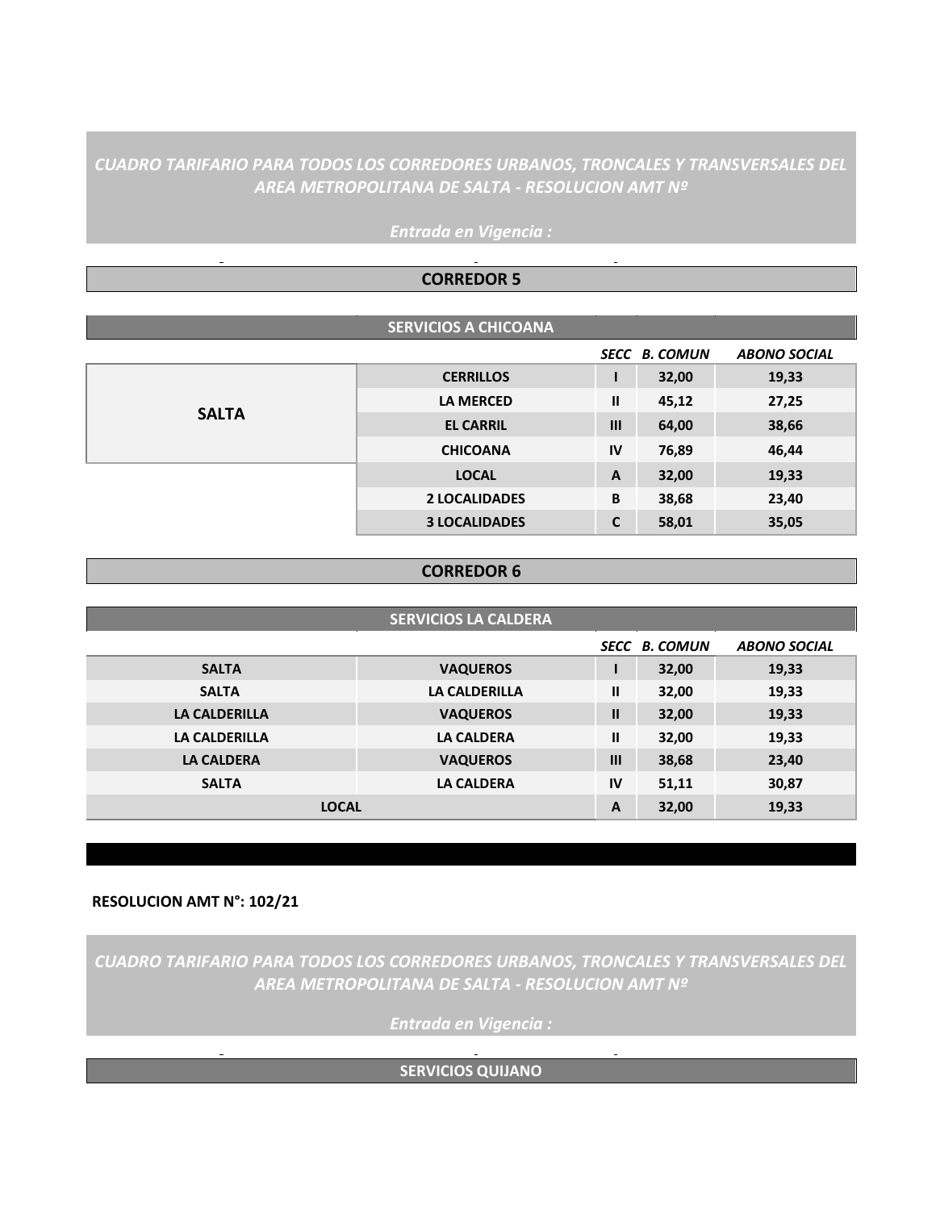*CUADRO TARIFARIO PARA TODOS LOS CORREDORES URBANOS, TRONCALES Y TRANSVERSALES DEL AREA METROPOLITANA DE SALTA - RESOLUCION AMT Nº*

*Entrada en Vigencia :*

## CORREDOR 5

| SERVICIOS A CHICOANA | | | | |
|---|---|---|---|---|
| | | *SECC* | *B. COMUN* | *ABONO SOCIAL* |
| **SALTA** | **CERRILLOS** | **I** | **32,00** | **19,33** |
| | **LA MERCED** | **II** | **45,12** | **27,25** |
| | **EL CARRIL** | **III** | **64,00** | **38,66** |
| | **CHICOANA** | **IV** | **76,89** | **46,44** |
| | **LOCAL** | **A** | **32,00** | **19,33** |
| | **2 LOCALIDADES** | **B** | **38,68** | **23,40** |
| | **3 LOCALIDADES** | **C** | **58,01** | **35,05** |

## CORREDOR 6

| SERVICIOS LA CALDERA | | | | |
|---|---|---|---|---|
| | | *SECC* | *B. COMUN* | *ABONO SOCIAL* |
| **SALTA** | **VAQUEROS** | **I** | **32,00** | **19,33** |
| **SALTA** | **LA CALDERILLA** | **II** | **32,00** | **19,33** |
| **LA CALDERILLA** | **VAQUEROS** | **II** | **32,00** | **19,33** |
| **LA CALDERILLA** | **LA CALDERA** | **II** | **32,00** | **19,33** |
| **LA CALDERA** | **VAQUEROS** | **III** | **38,68** | **23,40** |
| **SALTA** | **LA CALDERA** | **IV** | **51,11** | **30,87** |
| **LOCAL** | | **A** | **32,00** | **19,33** |

**RESOLUCION AMT N°: 102/21**

*CUADRO TARIFARIO PARA TODOS LOS CORREDORES URBANOS, TRONCALES Y TRANSVERSALES DEL AREA METROPOLITANA DE SALTA - RESOLUCION AMT Nº*

*Entrada en Vigencia :*

**SERVICIOS QUIJANO**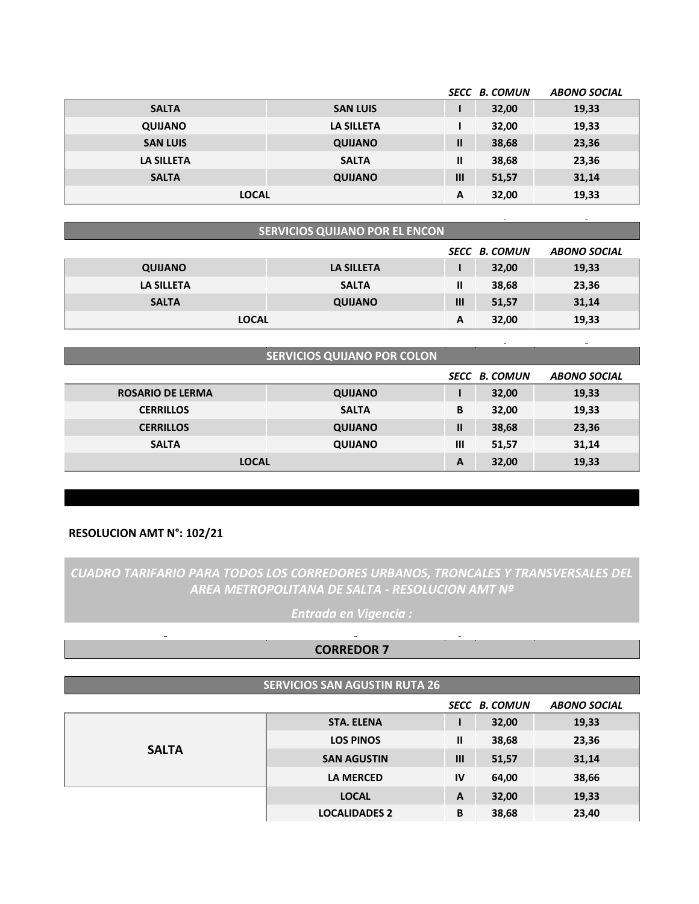| | | SECC | B. COMUN | ABONO SOCIAL |
|---|---|---|---|---|
| SALTA | SAN LUIS | I | 32,00 | 19,33 |
| QUIJANO | LA SILLETA | I | 32,00 | 19,33 |
| SAN LUIS | QUIJANO | II | 38,68 | 23,36 |
| LA SILLETA | SALTA | II | 38,68 | 23,36 |
| SALTA | QUIJANO | III | 51,57 | 31,14 |
| LOCAL | | A | 32,00 | 19,33 |

**SERVICIOS QUIJANO POR EL ENCON**

| | | SECC | B. COMUN | ABONO SOCIAL |
|---|---|---|---|---|
| QUIJANO | LA SILLETA | I | 32,00 | 19,33 |
| LA SILLETA | SALTA | II | 38,68 | 23,36 |
| SALTA | QUIJANO | III | 51,57 | 31,14 |
| LOCAL | | A | 32,00 | 19,33 |

**SERVICIOS QUIJANO POR COLON**

| | | SECC | B. COMUN | ABONO SOCIAL |
|---|---|---|---|---|
| ROSARIO DE LERMA | QUIJANO | I | 32,00 | 19,33 |
| CERRILLOS | SALTA | B | 32,00 | 19,33 |
| CERRILLOS | QUIJANO | II | 38,68 | 23,36 |
| SALTA | QUIJANO | III | 51,57 | 31,14 |
| LOCAL | | A | 32,00 | 19,33 |

**RESOLUCION AMT N°: 102/21**

*CUADRO TARIFARIO PARA TODOS LOS CORREDORES URBANOS, TRONCALES Y TRANSVERSALES DEL AREA METROPOLITANA DE SALTA - RESOLUCION AMT Nº*

*Entrada en Vigencia :*

## CORREDOR 7

**SERVICIOS SAN AGUSTIN RUTA 26**

| | | SECC | B. COMUN | ABONO SOCIAL |
|---|---|---|---|---|
| SALTA | STA. ELENA | I | 32,00 | 19,33 |
| | LOS PINOS | II | 38,68 | 23,36 |
| | SAN AGUSTIN | III | 51,57 | 31,14 |
| | LA MERCED | IV | 64,00 | 38,66 |
| | LOCAL | A | 32,00 | 19,33 |
| | LOCALIDADES 2 | B | 38,68 | 23,40 |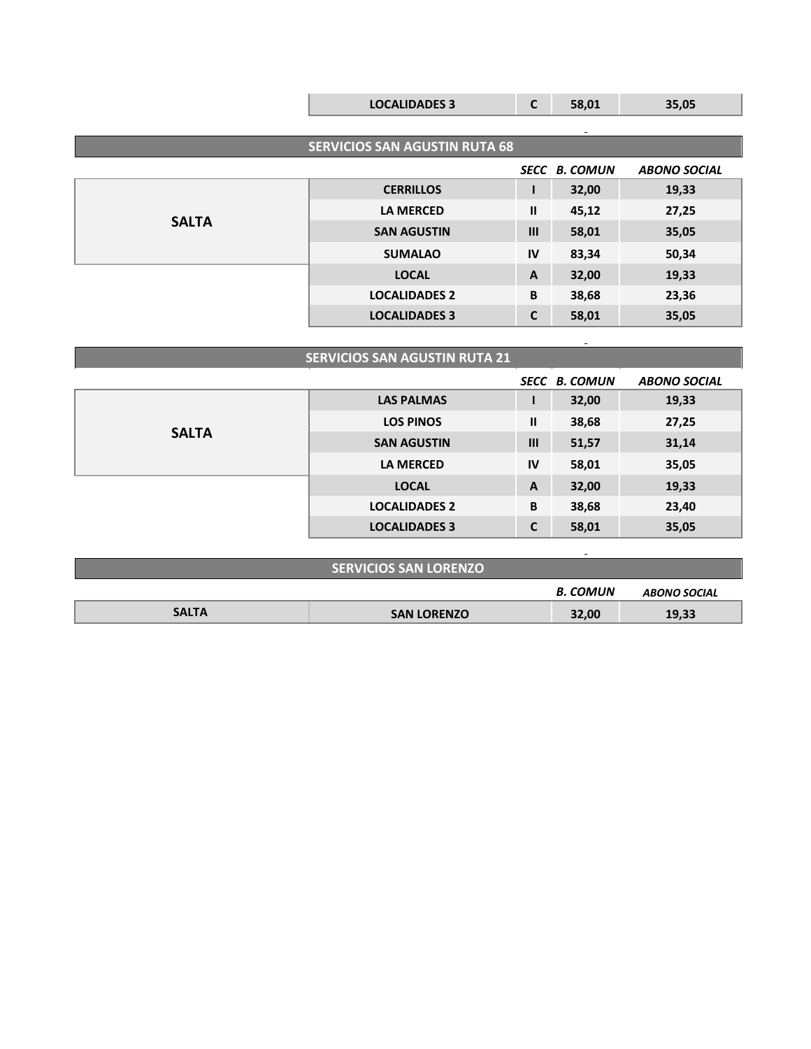| | | | | |
|---|---|---|---|---|
| | LOCALIDADES 3 | C | 58,01 | 35,05 |

## SERVICIOS SAN AGUSTIN RUTA 68

| | | SECC | B. COMUN | ABONO SOCIAL |
|---|---|---|---|---|
| SALTA | CERRILLOS | I | 32,00 | 19,33 |
| | LA MERCED | II | 45,12 | 27,25 |
| | SAN AGUSTIN | III | 58,01 | 35,05 |
| | SUMALAO | IV | 83,34 | 50,34 |
| | LOCAL | A | 32,00 | 19,33 |
| | LOCALIDADES 2 | B | 38,68 | 23,36 |
| | LOCALIDADES 3 | C | 58,01 | 35,05 |

## SERVICIOS SAN AGUSTIN RUTA 21

| | | SECC | B. COMUN | ABONO SOCIAL |
|---|---|---|---|---|
| SALTA | LAS PALMAS | I | 32,00 | 19,33 |
| | LOS PINOS | II | 38,68 | 27,25 |
| | SAN AGUSTIN | III | 51,57 | 31,14 |
| | LA MERCED | IV | 58,01 | 35,05 |
| | LOCAL | A | 32,00 | 19,33 |
| | LOCALIDADES 2 | B | 38,68 | 23,40 |
| | LOCALIDADES 3 | C | 58,01 | 35,05 |

## SERVICIOS SAN LORENZO

| | | B. COMUN | ABONO SOCIAL |
|---|---|---|---|
| SALTA | SAN LORENZO | 32,00 | 19,33 |